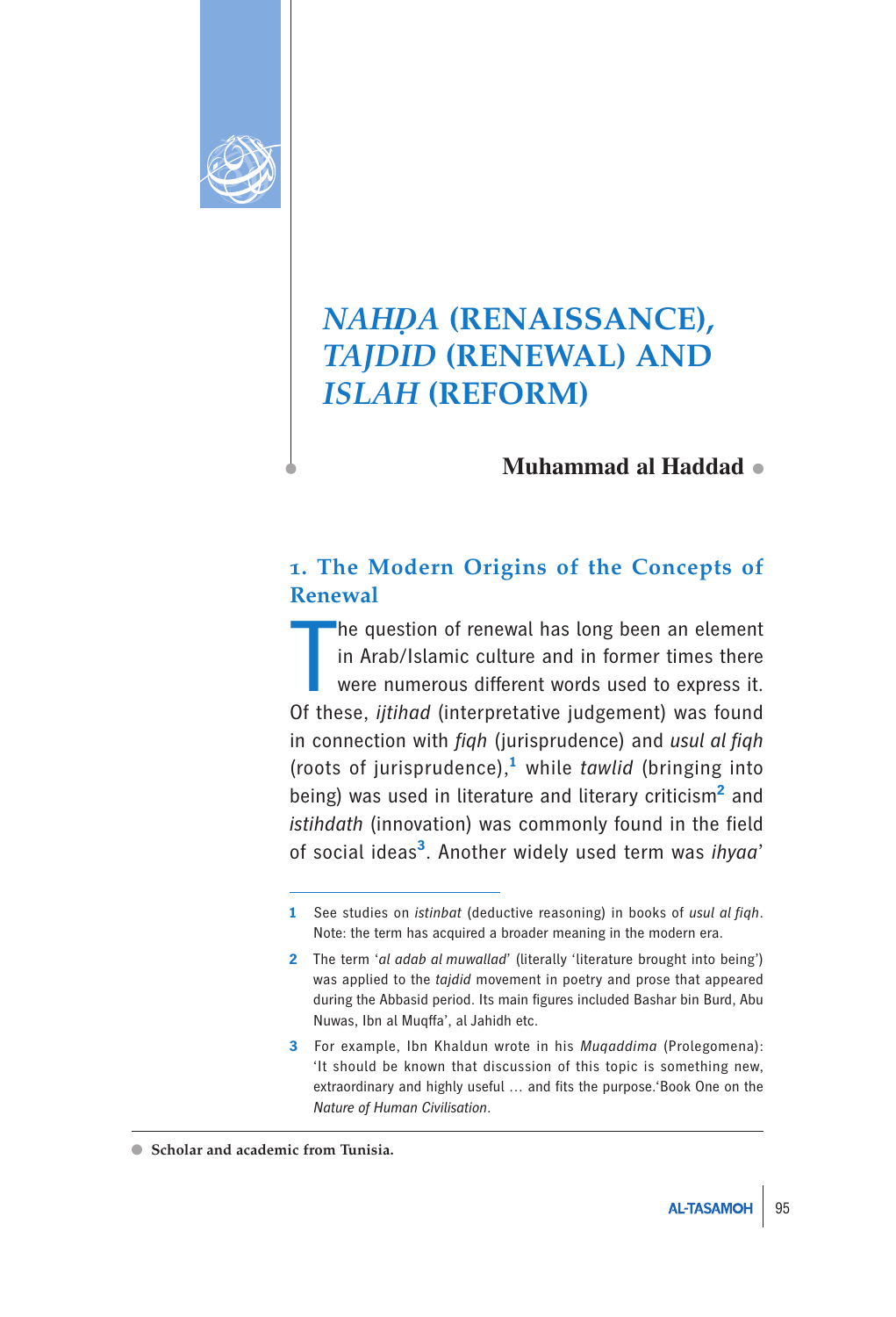# *NAHḌA* (RENAISSANCE), *TAJDID* (RENEWAL) AND *ISLAH* (REFORM)

**Muhammad al Haddad** ●

## 1. The Modern Origins of the Concepts of Renewal

The question of renewal has long been an element in Arab/Islamic culture and in former times there were numerous different words used to express it. Of these, *ijtihad* (interpretative judgement) was found in connection with *fiqh* (jurisprudence) and *usul al fiqh* (roots of jurisprudence),[1] while *tawlid* (bringing into being) was used in literature and literary criticism[2] and *istihdath* (innovation) was commonly found in the field of social ideas[3]. Another widely used term was *ihyaa*'

---

1 See studies on *istinbat* (deductive reasoning) in books of *usul al fiqh*. Note: the term has acquired a broader meaning in the modern era.

2 The term '*al adab al muwallad*' (literally 'literature brought into being') was applied to the *tajdid* movement in poetry and prose that appeared during the Abbasid period. Its main figures included Bashar bin Burd, Abu Nuwas, Ibn al Muqffa', al Jahidh etc.

3 For example, Ibn Khaldun wrote in his *Muqaddima* (Prolegomena): 'It should be known that discussion of this topic is something new, extraordinary and highly useful … and fits the purpose.'Book One on the *Nature of Human Civilisation*.

---

● **Scholar and academic from Tunisia.**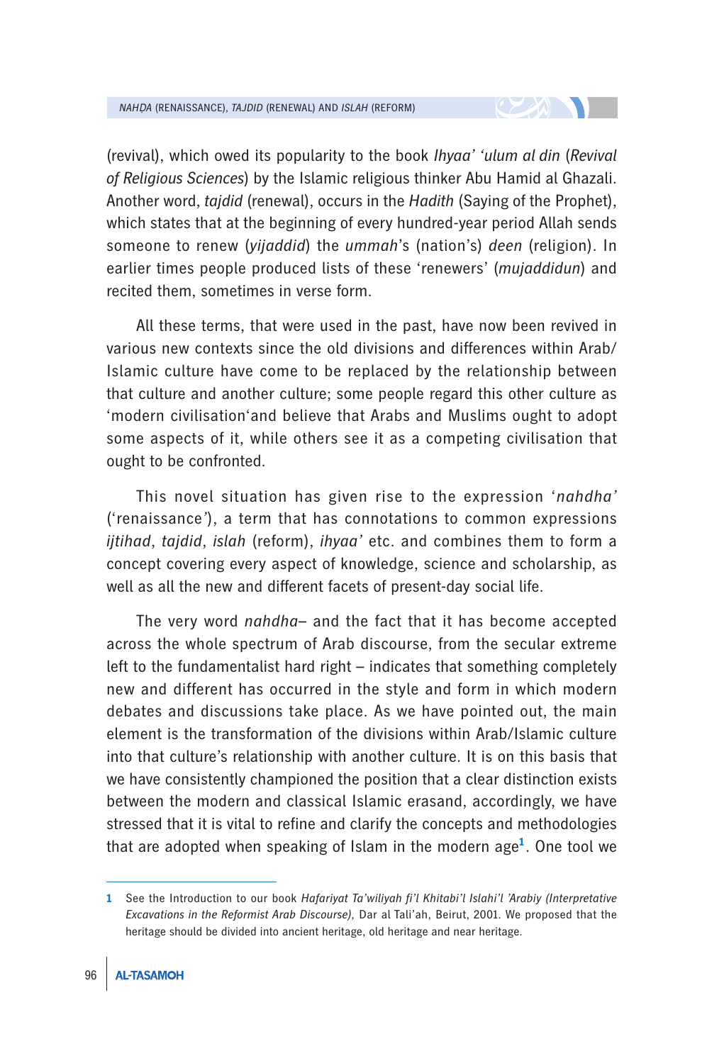(revival), which owed its popularity to the book *Ihyaa' 'ulum al din* (*Revival of Religious Sciences*) by the Islamic religious thinker Abu Hamid al Ghazali. Another word, *tajdid* (renewal), occurs in the *Hadith* (Saying of the Prophet), which states that at the beginning of every hundred-year period Allah sends someone to renew (*yijaddid*) the *ummah*'s (nation's) *deen* (religion). In earlier times people produced lists of these 'renewers' (*mujaddidun*) and recited them, sometimes in verse form.

All these terms, that were used in the past, have now been revived in various new contexts since the old divisions and differences within Arab/Islamic culture have come to be replaced by the relationship between that culture and another culture; some people regard this other culture as 'modern civilisation'and believe that Arabs and Muslims ought to adopt some aspects of it, while others see it as a competing civilisation that ought to be confronted.

This novel situation has given rise to the expression '*nahdha'* ('renaissance'), a term that has connotations to common expressions *ijtihad*, *tajdid*, *islah* (reform), *ihyaa'* etc. and combines them to form a concept covering every aspect of knowledge, science and scholarship, as well as all the new and different facets of present-day social life.

The very word *nahdha*– and the fact that it has become accepted across the whole spectrum of Arab discourse, from the secular extreme left to the fundamentalist hard right – indicates that something completely new and different has occurred in the style and form in which modern debates and discussions take place. As we have pointed out, the main element is the transformation of the divisions within Arab/Islamic culture into that culture's relationship with another culture. It is on this basis that we have consistently championed the position that a clear distinction exists between the modern and classical Islamic erasand, accordingly, we have stressed that it is vital to refine and clarify the concepts and methodologies that are adopted when speaking of Islam in the modern age[1]. One tool we

1 See the Introduction to our book *Hafariyat Ta'wiliyah fi'l Khitabi'l Islahi'l 'Arabiy (Interpretative Excavations in the Reformist Arab Discourse),* Dar al Tali'ah, Beirut, 2001. We proposed that the heritage should be divided into ancient heritage, old heritage and near heritage.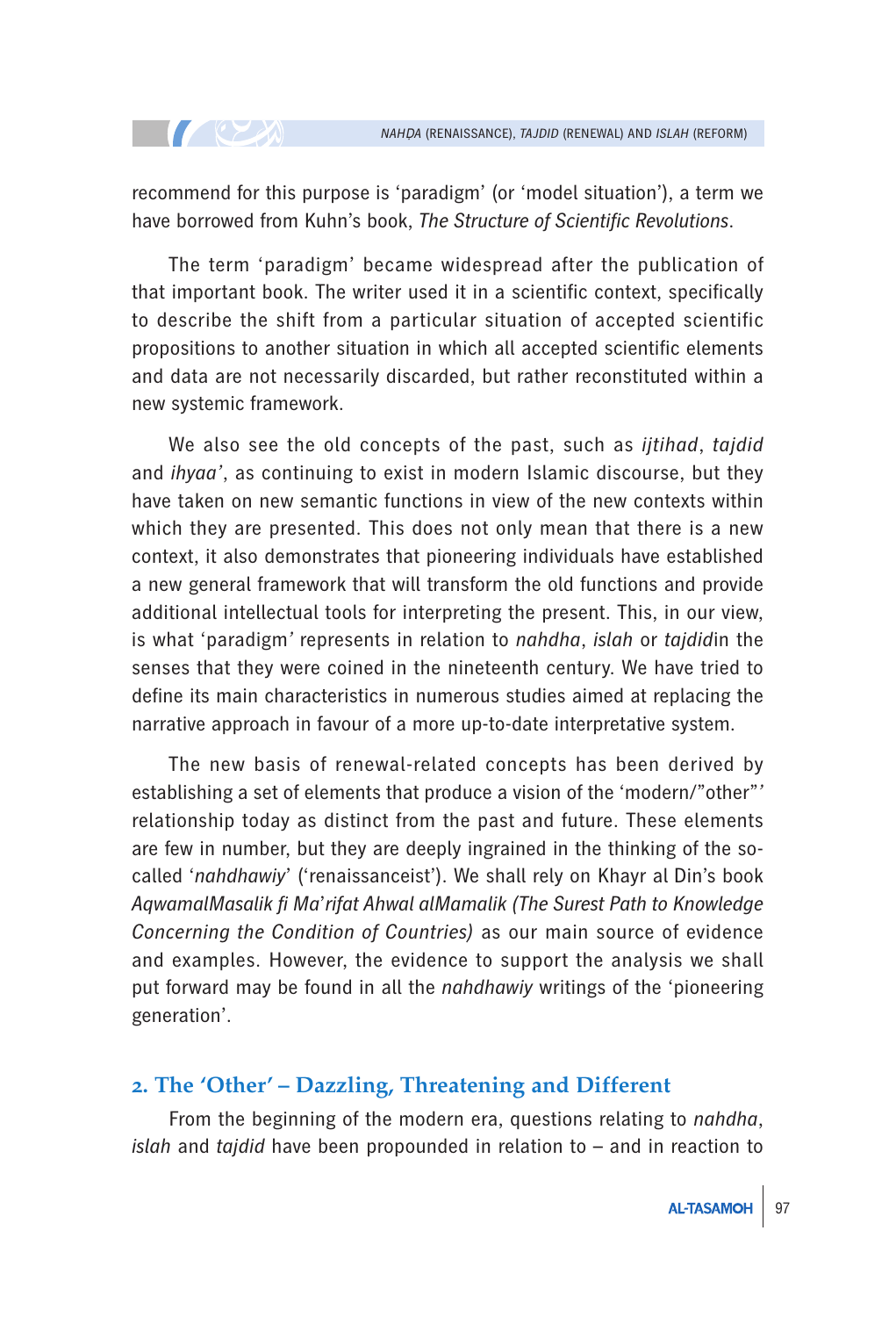recommend for this purpose is 'paradigm' (or 'model situation'), a term we have borrowed from Kuhn's book, *The Structure of Scientific Revolutions*.

The term 'paradigm' became widespread after the publication of that important book. The writer used it in a scientific context, specifically to describe the shift from a particular situation of accepted scientific propositions to another situation in which all accepted scientific elements and data are not necessarily discarded, but rather reconstituted within a new systemic framework.

We also see the old concepts of the past, such as *ijtihad*, *tajdid* and *ihyaa'*, as continuing to exist in modern Islamic discourse, but they have taken on new semantic functions in view of the new contexts within which they are presented. This does not only mean that there is a new context, it also demonstrates that pioneering individuals have established a new general framework that will transform the old functions and provide additional intellectual tools for interpreting the present. This, in our view, is what 'paradigm' represents in relation to *nahdha*, *islah* or *tajdid*in the senses that they were coined in the nineteenth century. We have tried to define its main characteristics in numerous studies aimed at replacing the narrative approach in favour of a more up-to-date interpretative system.

The new basis of renewal-related concepts has been derived by establishing a set of elements that produce a vision of the 'modern/"other"' relationship today as distinct from the past and future. These elements are few in number, but they are deeply ingrained in the thinking of the so-called '*nahdhawiy*' ('renaissanceist'). We shall rely on Khayr al Din's book *AqwamalMasalik fi Ma'rifat Ahwal alMamalik (The Surest Path to Knowledge Concerning the Condition of Countries)* as our main source of evidence and examples. However, the evidence to support the analysis we shall put forward may be found in all the *nahdhawiy* writings of the 'pioneering generation'.

## 2. The 'Other' – Dazzling, Threatening and Different

From the beginning of the modern era, questions relating to *nahdha*, *islah* and *tajdid* have been propounded in relation to – and in reaction to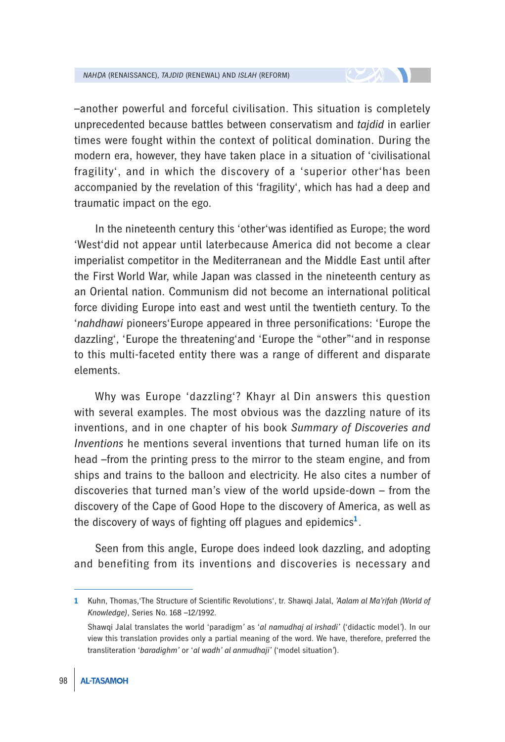–another powerful and forceful civilisation. This situation is completely unprecedented because battles between conservatism and *tajdid* in earlier times were fought within the context of political domination. During the modern era, however, they have taken place in a situation of 'civilisational fragility', and in which the discovery of a 'superior other'has been accompanied by the revelation of this 'fragility', which has had a deep and traumatic impact on the ego.

In the nineteenth century this 'other'was identified as Europe; the word 'West'did not appear until laterbecause America did not become a clear imperialist competitor in the Mediterranean and the Middle East until after the First World War, while Japan was classed in the nineteenth century as an Oriental nation. Communism did not become an international political force dividing Europe into east and west until the twentieth century. To the '*nahdhawi* pioneers'Europe appeared in three personifications: 'Europe the dazzling', 'Europe the threatening'and 'Europe the "other"'and in response to this multi-faceted entity there was a range of different and disparate elements.

Why was Europe 'dazzling'? Khayr al Din answers this question with several examples. The most obvious was the dazzling nature of its inventions, and in one chapter of his book *Summary of Discoveries and Inventions* he mentions several inventions that turned human life on its head –from the printing press to the mirror to the steam engine, and from ships and trains to the balloon and electricity. He also cites a number of discoveries that turned man's view of the world upside-down – from the discovery of the Cape of Good Hope to the discovery of America, as well as the discovery of ways of fighting off plagues and epidemics[1].

Seen from this angle, Europe does indeed look dazzling, and adopting and benefiting from its inventions and discoveries is necessary and

---

1 Kuhn, Thomas,'The Structure of Scientific Revolutions', tr. Shawqi Jalal, *'Aalam al Ma'rifah (World of Knowledge)*, Series No. 168 –12/1992.

Shawqi Jalal translates the world 'paradigm' as '*al namudhaj al irshadi*' ('didactic model'). In our view this translation provides only a partial meaning of the word. We have, therefore, preferred the transliteration '*baradighm*' or '*al wadh' al anmudhaji*' ('model situation').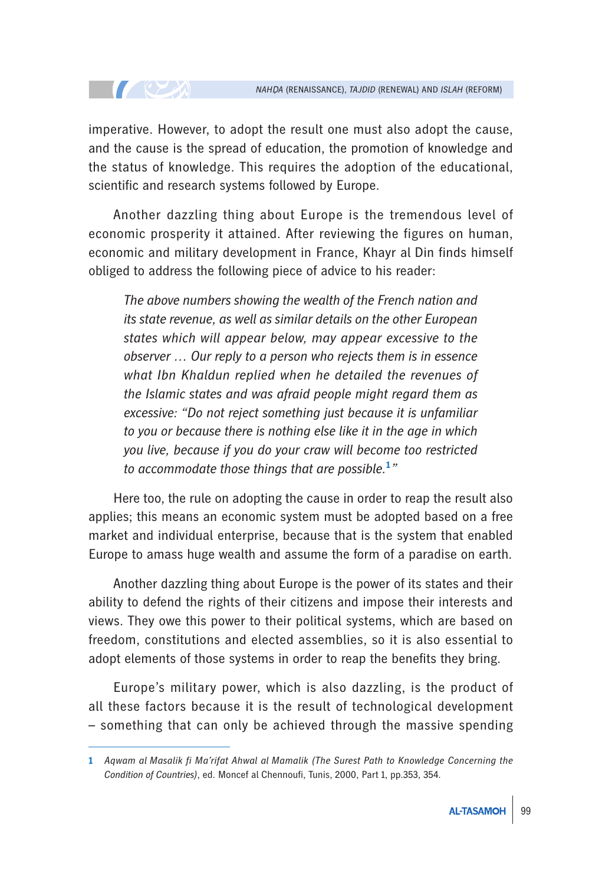imperative. However, to adopt the result one must also adopt the cause, and the cause is the spread of education, the promotion of knowledge and the status of knowledge. This requires the adoption of the educational, scientific and research systems followed by Europe.

Another dazzling thing about Europe is the tremendous level of economic prosperity it attained. After reviewing the figures on human, economic and military development in France, Khayr al Din finds himself obliged to address the following piece of advice to his reader:

> *The above numbers showing the wealth of the French nation and its state revenue, as well as similar details on the other European states which will appear below, may appear excessive to the observer … Our reply to a person who rejects them is in essence what Ibn Khaldun replied when he detailed the revenues of the Islamic states and was afraid people might regard them as excessive: "Do not reject something just because it is unfamiliar to you or because there is nothing else like it in the age in which you live, because if you do your craw will become too restricted to accommodate those things that are possible.*[1]*"*

Here too, the rule on adopting the cause in order to reap the result also applies; this means an economic system must be adopted based on a free market and individual enterprise, because that is the system that enabled Europe to amass huge wealth and assume the form of a paradise on earth.

Another dazzling thing about Europe is the power of its states and their ability to defend the rights of their citizens and impose their interests and views. They owe this power to their political systems, which are based on freedom, constitutions and elected assemblies, so it is also essential to adopt elements of those systems in order to reap the benefits they bring.

Europe's military power, which is also dazzling, is the product of all these factors because it is the result of technological development – something that can only be achieved through the massive spending

---

1 *Aqwam al Masalik fi Ma'rifat Ahwal al Mamalik (The Surest Path to Knowledge Concerning the Condition of Countries)*, ed. Moncef al Chennoufi, Tunis, 2000, Part 1, pp.353, 354.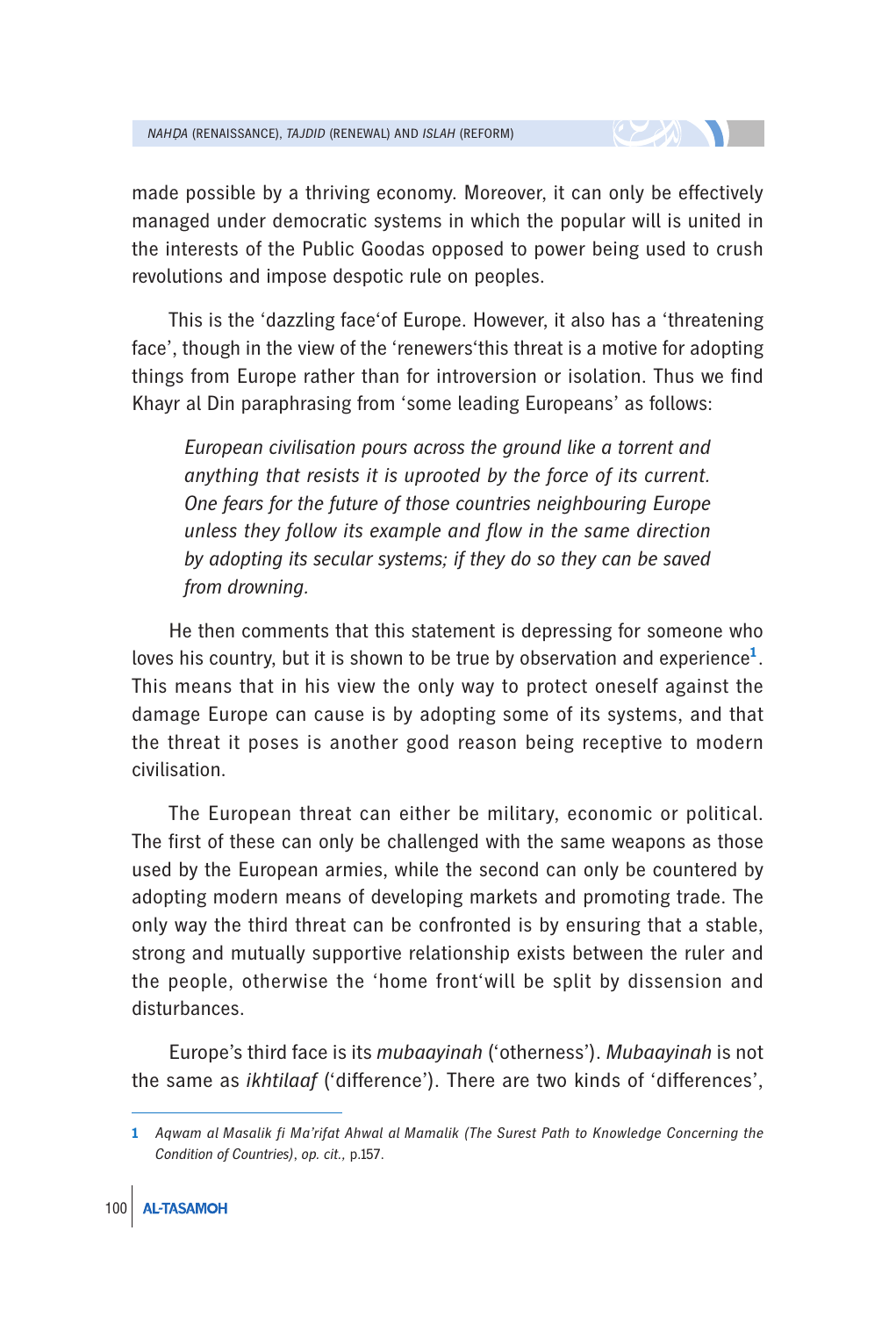made possible by a thriving economy. Moreover, it can only be effectively managed under democratic systems in which the popular will is united in the interests of the Public Goodas opposed to power being used to crush revolutions and impose despotic rule on peoples.

This is the 'dazzling face'of Europe. However, it also has a 'threatening face', though in the view of the 'renewers'this threat is a motive for adopting things from Europe rather than for introversion or isolation. Thus we find Khayr al Din paraphrasing from 'some leading Europeans' as follows:

> *European civilisation pours across the ground like a torrent and anything that resists it is uprooted by the force of its current. One fears for the future of those countries neighbouring Europe unless they follow its example and flow in the same direction by adopting its secular systems; if they do so they can be saved from drowning.*

He then comments that this statement is depressing for someone who loves his country, but it is shown to be true by observation and experience[1]. This means that in his view the only way to protect oneself against the damage Europe can cause is by adopting some of its systems, and that the threat it poses is another good reason being receptive to modern civilisation.

The European threat can either be military, economic or political. The first of these can only be challenged with the same weapons as those used by the European armies, while the second can only be countered by adopting modern means of developing markets and promoting trade. The only way the third threat can be confronted is by ensuring that a stable, strong and mutually supportive relationship exists between the ruler and the people, otherwise the 'home front'will be split by dissension and disturbances.

Europe's third face is its *mubaayinah* ('otherness'). *Mubaayinah* is not the same as *ikhtilaaf* ('difference'). There are two kinds of 'differences',

---

1 *Aqwam al Masalik fi Ma'rifat Ahwal al Mamalik (The Surest Path to Knowledge Concerning the Condition of Countries)*, *op. cit.,* p.157.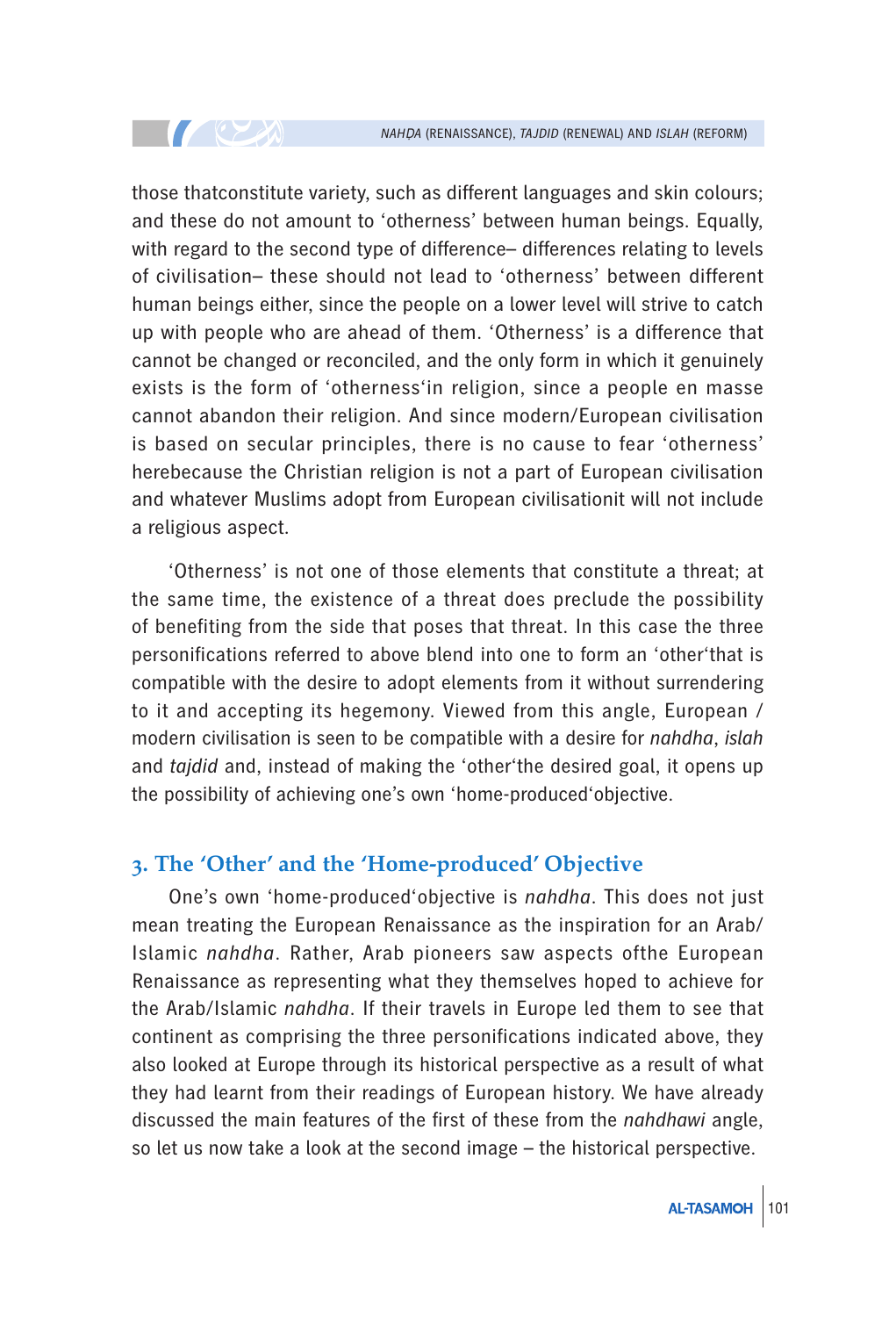those thatconstitute variety, such as different languages and skin colours; and these do not amount to 'otherness' between human beings. Equally, with regard to the second type of difference– differences relating to levels of civilisation– these should not lead to 'otherness' between different human beings either, since the people on a lower level will strive to catch up with people who are ahead of them. 'Otherness' is a difference that cannot be changed or reconciled, and the only form in which it genuinely exists is the form of 'otherness'in religion, since a people en masse cannot abandon their religion. And since modern/European civilisation is based on secular principles, there is no cause to fear 'otherness' herebecause the Christian religion is not a part of European civilisation and whatever Muslims adopt from European civilisationit will not include a religious aspect.

'Otherness' is not one of those elements that constitute a threat; at the same time, the existence of a threat does preclude the possibility of benefiting from the side that poses that threat. In this case the three personifications referred to above blend into one to form an 'other'that is compatible with the desire to adopt elements from it without surrendering to it and accepting its hegemony. Viewed from this angle, European / modern civilisation is seen to be compatible with a desire for *nahdha*, *islah* and *tajdid* and, instead of making the 'other'the desired goal, it opens up the possibility of achieving one's own 'home-produced'objective.

## 3. The 'Other' and the 'Home-produced' Objective

One's own 'home-produced'objective is *nahdha*. This does not just mean treating the European Renaissance as the inspiration for an Arab/ Islamic *nahdha*. Rather, Arab pioneers saw aspects ofthe European Renaissance as representing what they themselves hoped to achieve for the Arab/Islamic *nahdha*. If their travels in Europe led them to see that continent as comprising the three personifications indicated above, they also looked at Europe through its historical perspective as a result of what they had learnt from their readings of European history. We have already discussed the main features of the first of these from the *nahdhawi* angle, so let us now take a look at the second image – the historical perspective.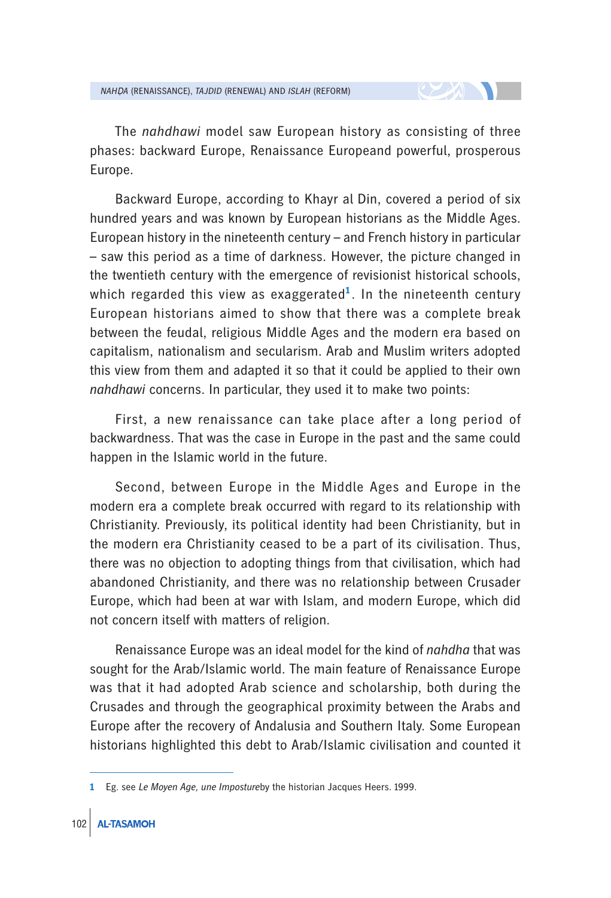The *nahdhawi* model saw European history as consisting of three phases: backward Europe, Renaissance Europeand powerful, prosperous Europe.

Backward Europe, according to Khayr al Din, covered a period of six hundred years and was known by European historians as the Middle Ages. European history in the nineteenth century – and French history in particular – saw this period as a time of darkness. However, the picture changed in the twentieth century with the emergence of revisionist historical schools, which regarded this view as exaggerated[1]. In the nineteenth century European historians aimed to show that there was a complete break between the feudal, religious Middle Ages and the modern era based on capitalism, nationalism and secularism. Arab and Muslim writers adopted this view from them and adapted it so that it could be applied to their own *nahdhawi* concerns. In particular, they used it to make two points:

First, a new renaissance can take place after a long period of backwardness. That was the case in Europe in the past and the same could happen in the Islamic world in the future.

Second, between Europe in the Middle Ages and Europe in the modern era a complete break occurred with regard to its relationship with Christianity. Previously, its political identity had been Christianity, but in the modern era Christianity ceased to be a part of its civilisation. Thus, there was no objection to adopting things from that civilisation, which had abandoned Christianity, and there was no relationship between Crusader Europe, which had been at war with Islam, and modern Europe, which did not concern itself with matters of religion.

Renaissance Europe was an ideal model for the kind of *nahdha* that was sought for the Arab/Islamic world. The main feature of Renaissance Europe was that it had adopted Arab science and scholarship, both during the Crusades and through the geographical proximity between the Arabs and Europe after the recovery of Andalusia and Southern Italy. Some European historians highlighted this debt to Arab/Islamic civilisation and counted it

---

1 Eg. see *Le Moyen Age, une Imposture*by the historian Jacques Heers. 1999.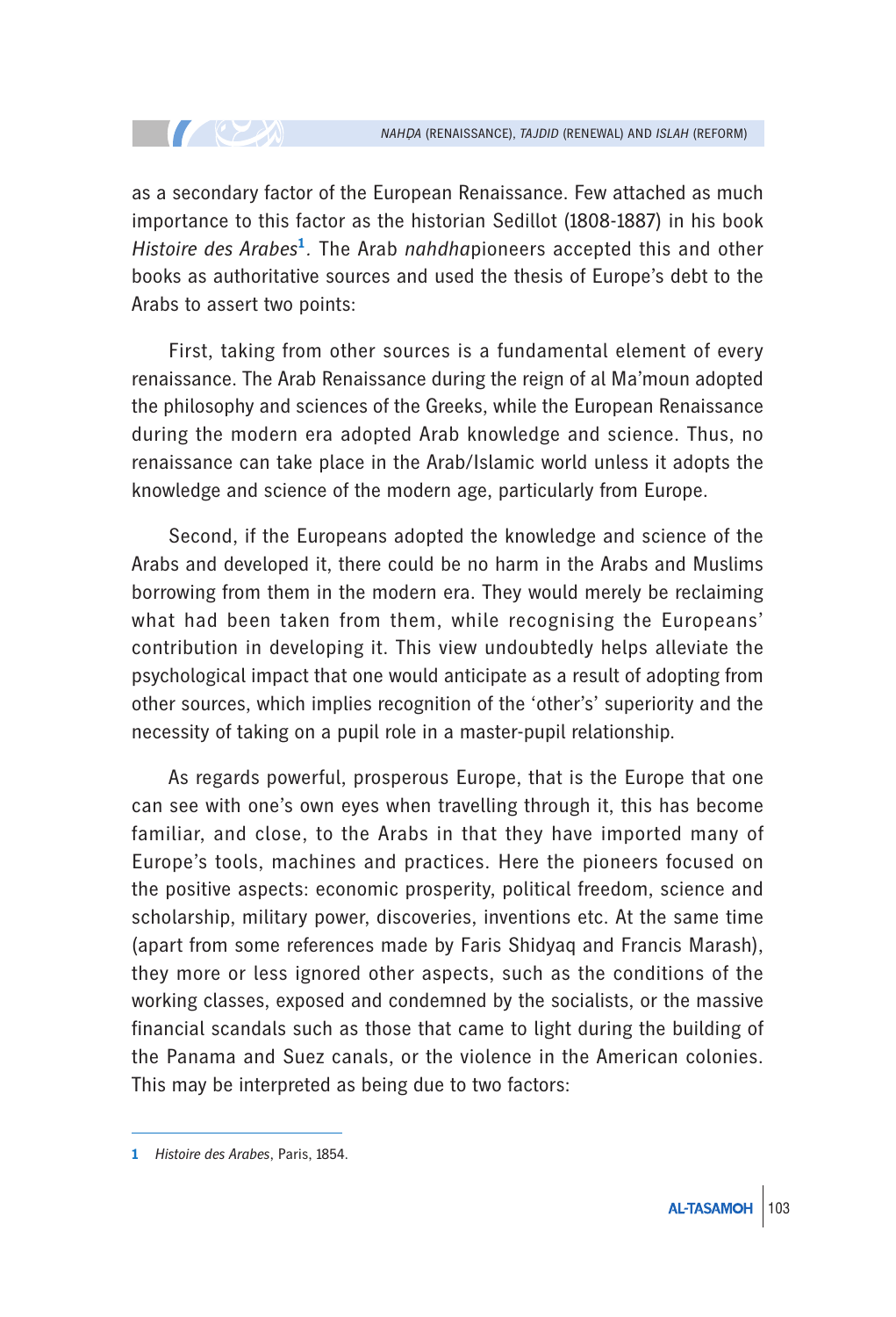as a secondary factor of the European Renaissance. Few attached as much importance to this factor as the historian Sedillot (1808-1887) in his book *Histoire des Arabes*[1]. The Arab *nahdha*pioneers accepted this and other books as authoritative sources and used the thesis of Europe's debt to the Arabs to assert two points:

First, taking from other sources is a fundamental element of every renaissance. The Arab Renaissance during the reign of al Ma'moun adopted the philosophy and sciences of the Greeks, while the European Renaissance during the modern era adopted Arab knowledge and science. Thus, no renaissance can take place in the Arab/Islamic world unless it adopts the knowledge and science of the modern age, particularly from Europe.

Second, if the Europeans adopted the knowledge and science of the Arabs and developed it, there could be no harm in the Arabs and Muslims borrowing from them in the modern era. They would merely be reclaiming what had been taken from them, while recognising the Europeans' contribution in developing it. This view undoubtedly helps alleviate the psychological impact that one would anticipate as a result of adopting from other sources, which implies recognition of the 'other's' superiority and the necessity of taking on a pupil role in a master-pupil relationship.

As regards powerful, prosperous Europe, that is the Europe that one can see with one's own eyes when travelling through it, this has become familiar, and close, to the Arabs in that they have imported many of Europe's tools, machines and practices. Here the pioneers focused on the positive aspects: economic prosperity, political freedom, science and scholarship, military power, discoveries, inventions etc. At the same time (apart from some references made by Faris Shidyaq and Francis Marash), they more or less ignored other aspects, such as the conditions of the working classes, exposed and condemned by the socialists, or the massive financial scandals such as those that came to light during the building of the Panama and Suez canals, or the violence in the American colonies. This may be interpreted as being due to two factors:

---

1 *Histoire des Arabes*, Paris, 1854.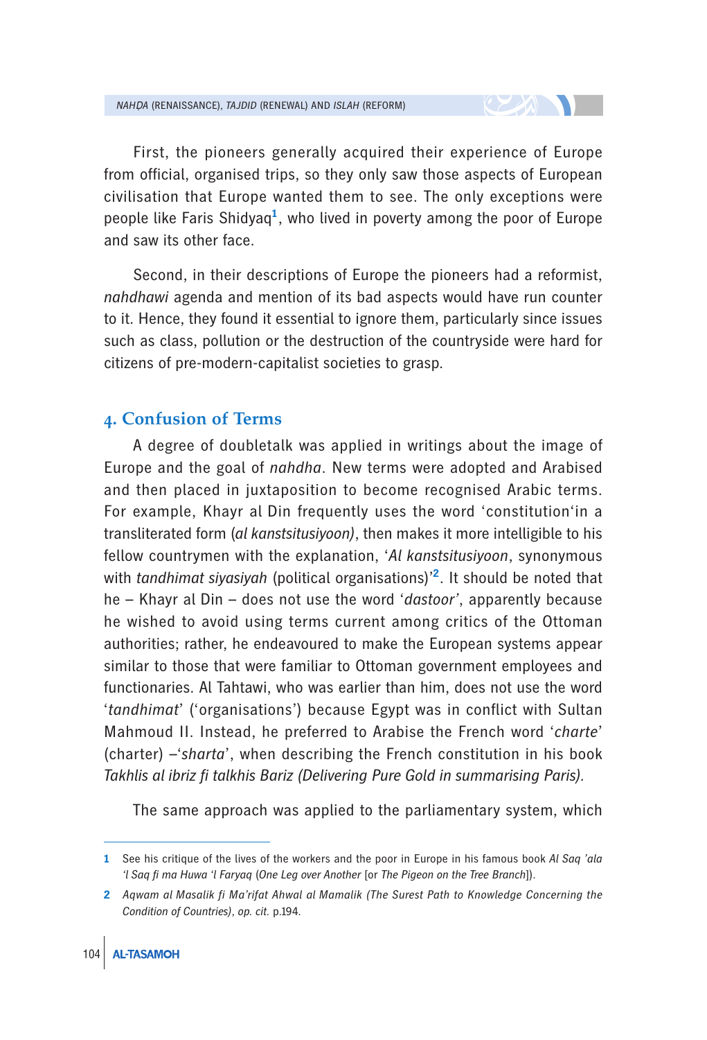First, the pioneers generally acquired their experience of Europe from official, organised trips, so they only saw those aspects of European civilisation that Europe wanted them to see. The only exceptions were people like Faris Shidyaq[1], who lived in poverty among the poor of Europe and saw its other face.

Second, in their descriptions of Europe the pioneers had a reformist, *nahdhawi* agenda and mention of its bad aspects would have run counter to it. Hence, they found it essential to ignore them, particularly since issues such as class, pollution or the destruction of the countryside were hard for citizens of pre-modern-capitalist societies to grasp.

## 4. Confusion of Terms

A degree of doubletalk was applied in writings about the image of Europe and the goal of *nahdha*. New terms were adopted and Arabised and then placed in juxtaposition to become recognised Arabic terms. For example, Khayr al Din frequently uses the word 'constitution'in a transliterated form (*al kanstsitusiyoon)*, then makes it more intelligible to his fellow countrymen with the explanation, '*Al kanstsitusiyoon*, synonymous with *tandhimat siyasiyah* (political organisations)'[2]. It should be noted that he – Khayr al Din – does not use the word '*dastoor'*, apparently because he wished to avoid using terms current among critics of the Ottoman authorities; rather, he endeavoured to make the European systems appear similar to those that were familiar to Ottoman government employees and functionaries. Al Tahtawi, who was earlier than him, does not use the word '*tandhimat*' ('organisations') because Egypt was in conflict with Sultan Mahmoud II. Instead, he preferred to Arabise the French word '*charte*' (charter) –'*sharta*', when describing the French constitution in his book *Takhlis al ibriz fi talkhis Bariz (Delivering Pure Gold in summarising Paris).*

The same approach was applied to the parliamentary system, which

---

1 See his critique of the lives of the workers and the poor in Europe in his famous book *Al Saq 'ala 'l Saq fi ma Huwa 'l Faryaq* (*One Leg over Another* [or *The Pigeon on the Tree Branch*]).

2 *Aqwam al Masalik fi Ma'rifat Ahwal al Mamalik (The Surest Path to Knowledge Concerning the Condition of Countries)*, *op. cit.* p.194.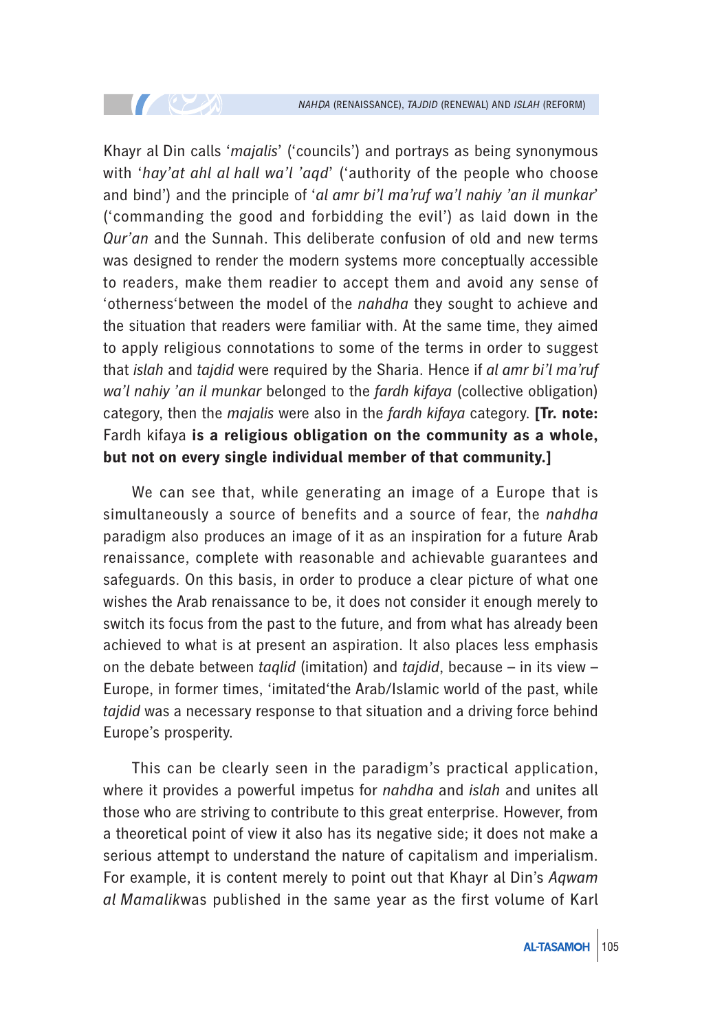Khayr al Din calls '*majalis*' ('councils') and portrays as being synonymous with '*hay'at ahl al hall wa'l 'aqd*' ('authority of the people who choose and bind') and the principle of '*al amr bi'l ma'ruf wa'l nahiy 'an il munkar*' ('commanding the good and forbidding the evil') as laid down in the *Qur'an* and the Sunnah. This deliberate confusion of old and new terms was designed to render the modern systems more conceptually accessible to readers, make them readier to accept them and avoid any sense of 'otherness'between the model of the *nahdha* they sought to achieve and the situation that readers were familiar with. At the same time, they aimed to apply religious connotations to some of the terms in order to suggest that *islah* and *tajdid* were required by the Sharia. Hence if *al amr bi'l ma'ruf wa'l nahiy 'an il munkar* belonged to the *fardh kifaya* (collective obligation) category, then the *majalis* were also in the *fardh kifaya* category. **[Tr. note:** Fardh kifaya **is a religious obligation on the community as a whole, but not on every single individual member of that community.]**

We can see that, while generating an image of a Europe that is simultaneously a source of benefits and a source of fear, the *nahdha* paradigm also produces an image of it as an inspiration for a future Arab renaissance, complete with reasonable and achievable guarantees and safeguards. On this basis, in order to produce a clear picture of what one wishes the Arab renaissance to be, it does not consider it enough merely to switch its focus from the past to the future, and from what has already been achieved to what is at present an aspiration. It also places less emphasis on the debate between *taqlid* (imitation) and *tajdid*, because – in its view – Europe, in former times, 'imitated'the Arab/Islamic world of the past, while *tajdid* was a necessary response to that situation and a driving force behind Europe's prosperity.

This can be clearly seen in the paradigm's practical application, where it provides a powerful impetus for *nahdha* and *islah* and unites all those who are striving to contribute to this great enterprise. However, from a theoretical point of view it also has its negative side; it does not make a serious attempt to understand the nature of capitalism and imperialism. For example, it is content merely to point out that Khayr al Din's *Aqwam al Mamalik*was published in the same year as the first volume of Karl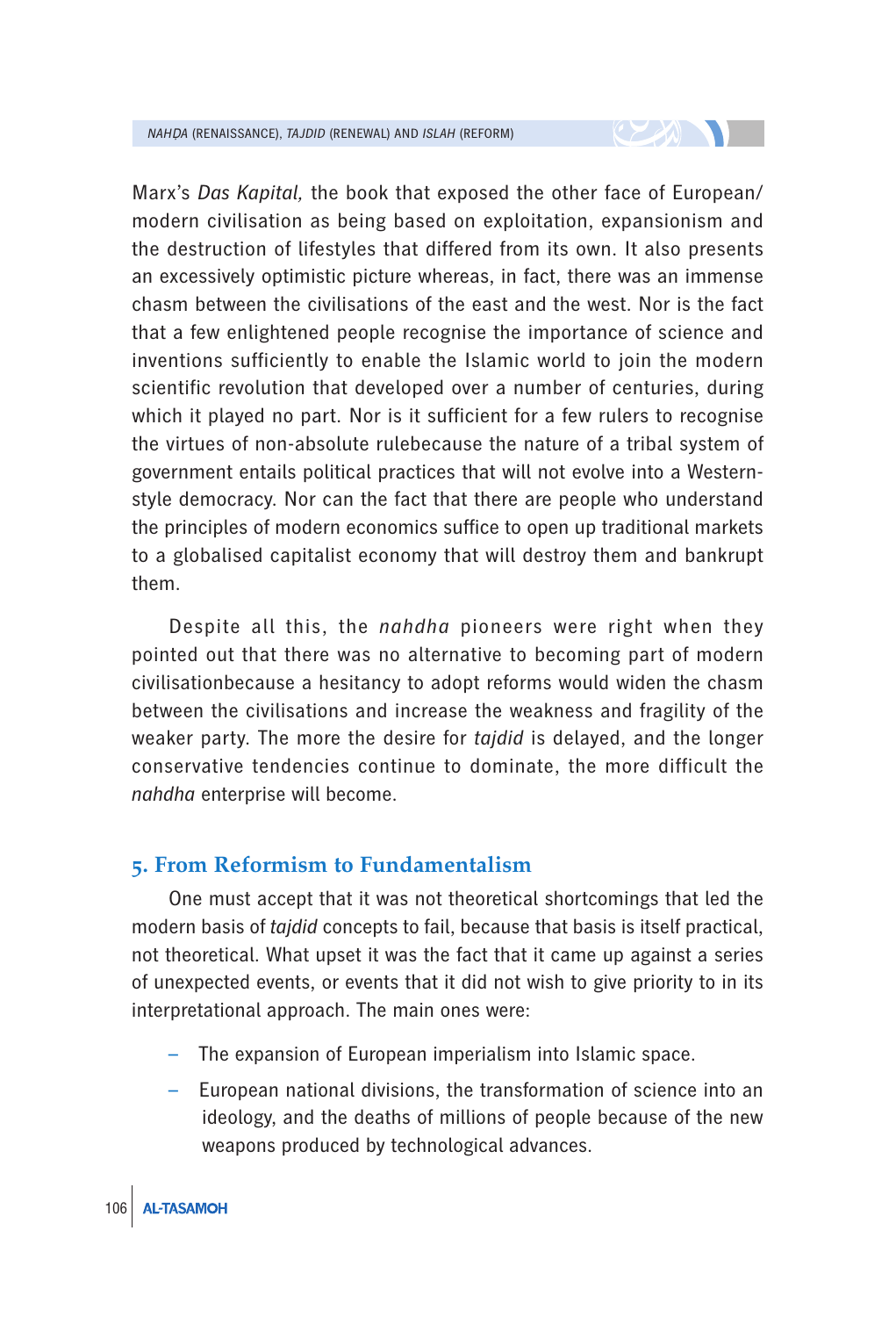Marx's *Das Kapital,* the book that exposed the other face of European/ modern civilisation as being based on exploitation, expansionism and the destruction of lifestyles that differed from its own. It also presents an excessively optimistic picture whereas, in fact, there was an immense chasm between the civilisations of the east and the west. Nor is the fact that a few enlightened people recognise the importance of science and inventions sufficiently to enable the Islamic world to join the modern scientific revolution that developed over a number of centuries, during which it played no part. Nor is it sufficient for a few rulers to recognise the virtues of non-absolute rulebecause the nature of a tribal system of government entails political practices that will not evolve into a Western-style democracy. Nor can the fact that there are people who understand the principles of modern economics suffice to open up traditional markets to a globalised capitalist economy that will destroy them and bankrupt them.

Despite all this, the *nahdha* pioneers were right when they pointed out that there was no alternative to becoming part of modern civilisationbecause a hesitancy to adopt reforms would widen the chasm between the civilisations and increase the weakness and fragility of the weaker party. The more the desire for *tajdid* is delayed, and the longer conservative tendencies continue to dominate, the more difficult the *nahdha* enterprise will become.

## 5. From Reformism to Fundamentalism

One must accept that it was not theoretical shortcomings that led the modern basis of *tajdid* concepts to fail, because that basis is itself practical, not theoretical. What upset it was the fact that it came up against a series of unexpected events, or events that it did not wish to give priority to in its interpretational approach. The main ones were:

- The expansion of European imperialism into Islamic space.
- European national divisions, the transformation of science into an ideology, and the deaths of millions of people because of the new weapons produced by technological advances.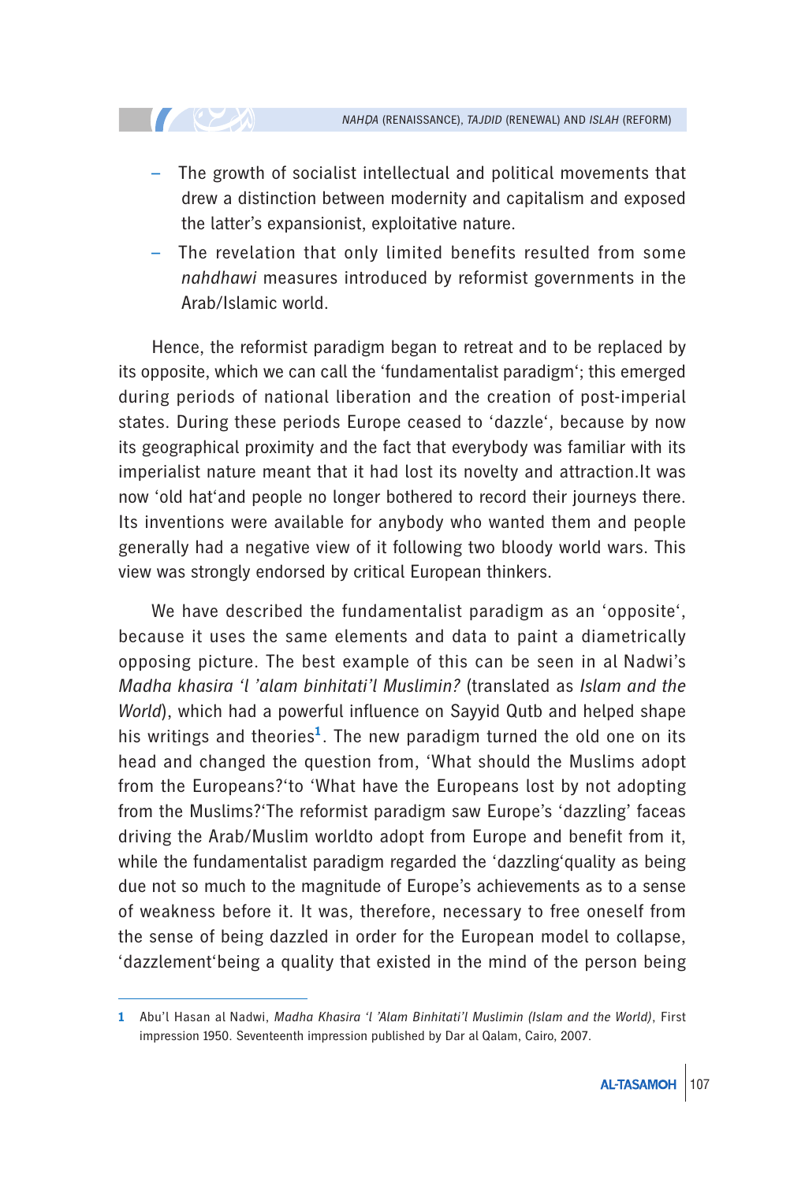- The growth of socialist intellectual and political movements that drew a distinction between modernity and capitalism and exposed the latter's expansionist, exploitative nature.
- The revelation that only limited benefits resulted from some *nahdhawi* measures introduced by reformist governments in the Arab/Islamic world.

Hence, the reformist paradigm began to retreat and to be replaced by its opposite, which we can call the 'fundamentalist paradigm'; this emerged during periods of national liberation and the creation of post-imperial states. During these periods Europe ceased to 'dazzle', because by now its geographical proximity and the fact that everybody was familiar with its imperialist nature meant that it had lost its novelty and attraction.It was now 'old hat'and people no longer bothered to record their journeys there. Its inventions were available for anybody who wanted them and people generally had a negative view of it following two bloody world wars. This view was strongly endorsed by critical European thinkers.

We have described the fundamentalist paradigm as an 'opposite', because it uses the same elements and data to paint a diametrically opposing picture. The best example of this can be seen in al Nadwi's *Madha khasira 'l 'alam binhitati'l Muslimin?* (translated as *Islam and the World*), which had a powerful influence on Sayyid Qutb and helped shape his writings and theories[1]. The new paradigm turned the old one on its head and changed the question from, 'What should the Muslims adopt from the Europeans?'to 'What have the Europeans lost by not adopting from the Muslims?'The reformist paradigm saw Europe's 'dazzling' faceas driving the Arab/Muslim worldto adopt from Europe and benefit from it, while the fundamentalist paradigm regarded the 'dazzling'quality as being due not so much to the magnitude of Europe's achievements as to a sense of weakness before it. It was, therefore, necessary to free oneself from the sense of being dazzled in order for the European model to collapse, 'dazzlement'being a quality that existed in the mind of the person being

---

1 Abu'l Hasan al Nadwi, *Madha Khasira 'l 'Alam Binhitati'l Muslimin (Islam and the World)*, First impression 1950. Seventeenth impression published by Dar al Qalam, Cairo, 2007.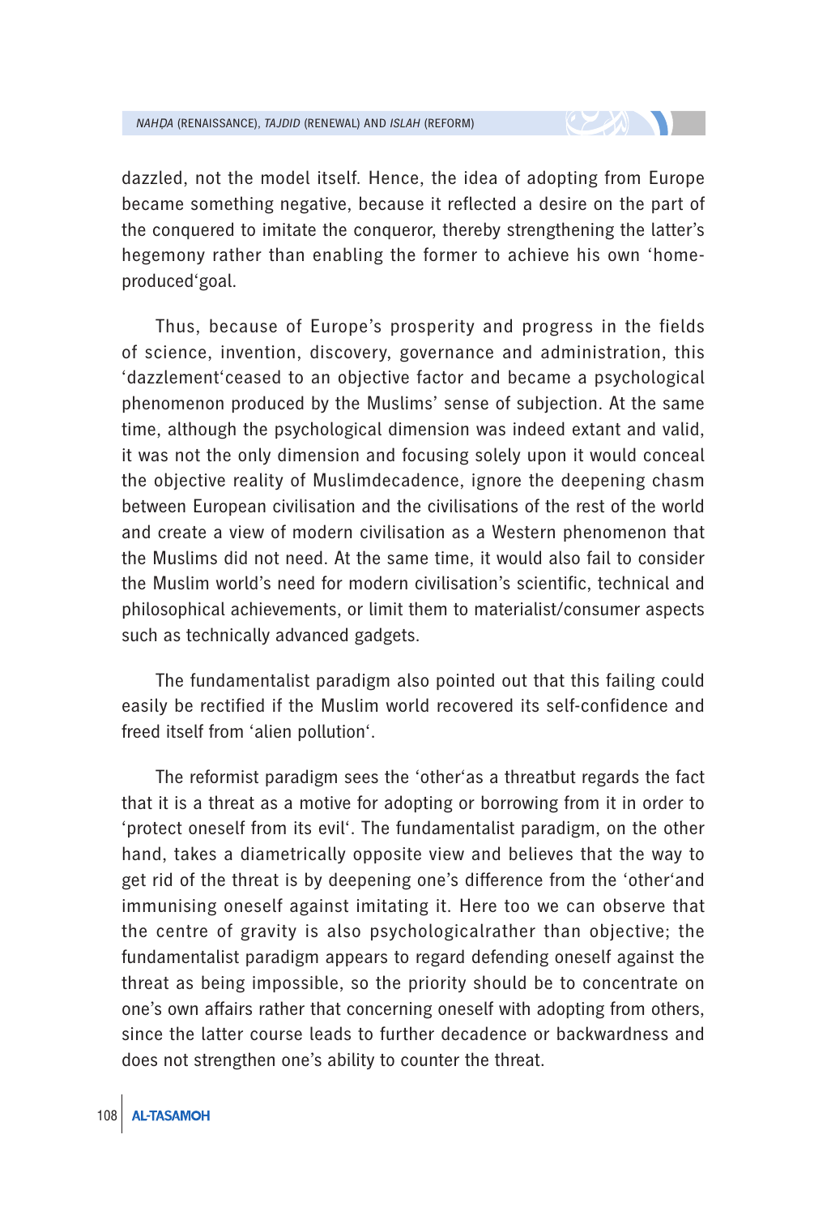dazzled, not the model itself. Hence, the idea of adopting from Europe became something negative, because it reflected a desire on the part of the conquered to imitate the conqueror, thereby strengthening the latter's hegemony rather than enabling the former to achieve his own 'home-produced'goal.

Thus, because of Europe's prosperity and progress in the fields of science, invention, discovery, governance and administration, this 'dazzlement'ceased to an objective factor and became a psychological phenomenon produced by the Muslims' sense of subjection. At the same time, although the psychological dimension was indeed extant and valid, it was not the only dimension and focusing solely upon it would conceal the objective reality of Muslimdecadence, ignore the deepening chasm between European civilisation and the civilisations of the rest of the world and create a view of modern civilisation as a Western phenomenon that the Muslims did not need. At the same time, it would also fail to consider the Muslim world's need for modern civilisation's scientific, technical and philosophical achievements, or limit them to materialist/consumer aspects such as technically advanced gadgets.

The fundamentalist paradigm also pointed out that this failing could easily be rectified if the Muslim world recovered its self-confidence and freed itself from 'alien pollution'.

The reformist paradigm sees the 'other'as a threatbut regards the fact that it is a threat as a motive for adopting or borrowing from it in order to 'protect oneself from its evil'. The fundamentalist paradigm, on the other hand, takes a diametrically opposite view and believes that the way to get rid of the threat is by deepening one's difference from the 'other'and immunising oneself against imitating it. Here too we can observe that the centre of gravity is also psychologicalrather than objective; the fundamentalist paradigm appears to regard defending oneself against the threat as being impossible, so the priority should be to concentrate on one's own affairs rather that concerning oneself with adopting from others, since the latter course leads to further decadence or backwardness and does not strengthen one's ability to counter the threat.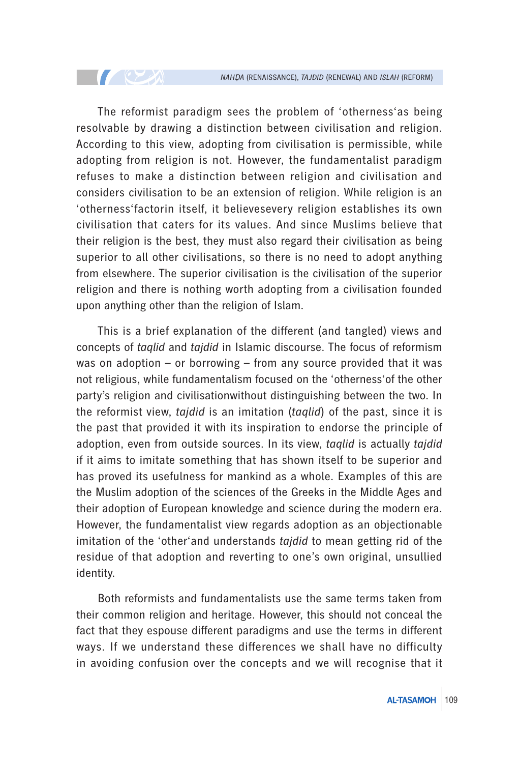The reformist paradigm sees the problem of 'otherness'as being resolvable by drawing a distinction between civilisation and religion. According to this view, adopting from civilisation is permissible, while adopting from religion is not. However, the fundamentalist paradigm refuses to make a distinction between religion and civilisation and considers civilisation to be an extension of religion. While religion is an 'otherness'factorin itself, it believesevery religion establishes its own civilisation that caters for its values. And since Muslims believe that their religion is the best, they must also regard their civilisation as being superior to all other civilisations, so there is no need to adopt anything from elsewhere. The superior civilisation is the civilisation of the superior religion and there is nothing worth adopting from a civilisation founded upon anything other than the religion of Islam.

This is a brief explanation of the different (and tangled) views and concepts of *taqlid* and *tajdid* in Islamic discourse. The focus of reformism was on adoption – or borrowing – from any source provided that it was not religious, while fundamentalism focused on the 'otherness'of the other party's religion and civilisationwithout distinguishing between the two. In the reformist view, *tajdid* is an imitation (*taqlid*) of the past, since it is the past that provided it with its inspiration to endorse the principle of adoption, even from outside sources. In its view, *taqlid* is actually *tajdid* if it aims to imitate something that has shown itself to be superior and has proved its usefulness for mankind as a whole. Examples of this are the Muslim adoption of the sciences of the Greeks in the Middle Ages and their adoption of European knowledge and science during the modern era. However, the fundamentalist view regards adoption as an objectionable imitation of the 'other'and understands *tajdid* to mean getting rid of the residue of that adoption and reverting to one's own original, unsullied identity.

Both reformists and fundamentalists use the same terms taken from their common religion and heritage. However, this should not conceal the fact that they espouse different paradigms and use the terms in different ways. If we understand these differences we shall have no difficulty in avoiding confusion over the concepts and we will recognise that it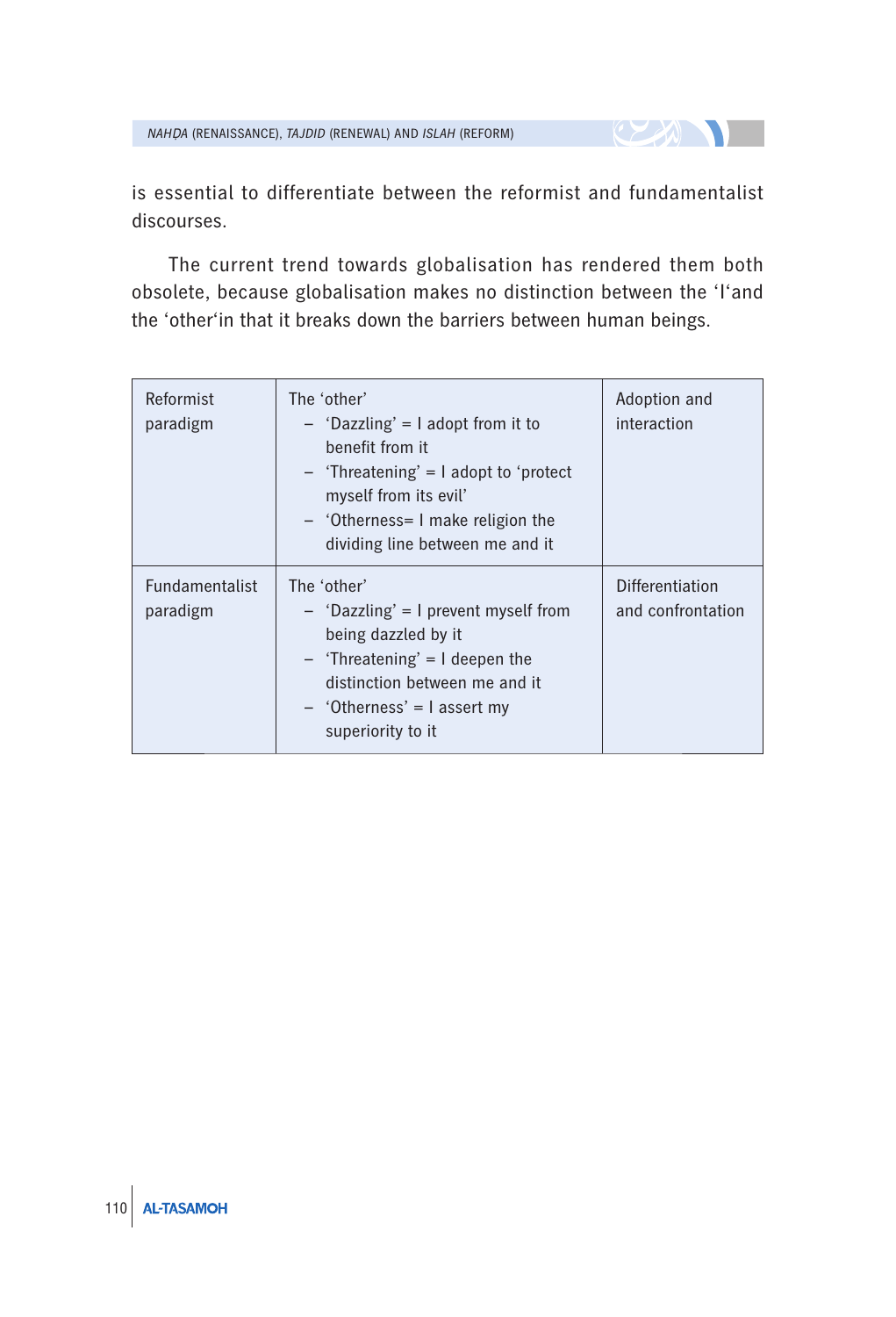is essential to differentiate between the reformist and fundamentalist discourses.

The current trend towards globalisation has rendered them both obsolete, because globalisation makes no distinction between the 'I'and the 'other'in that it breaks down the barriers between human beings.

| | | |
|---|---|---|
| Reformist paradigm | The 'other'<br>– 'Dazzling' = I adopt from it to benefit from it<br>– 'Threatening' = I adopt to 'protect myself from its evil'<br>– 'Otherness= I make religion the dividing line between me and it | Adoption and interaction |
| Fundamentalist paradigm | The 'other'<br>– 'Dazzling' = I prevent myself from being dazzled by it<br>– 'Threatening' = I deepen the distinction between me and it<br>– 'Otherness' = I assert my superiority to it | Differentiation and confrontation |